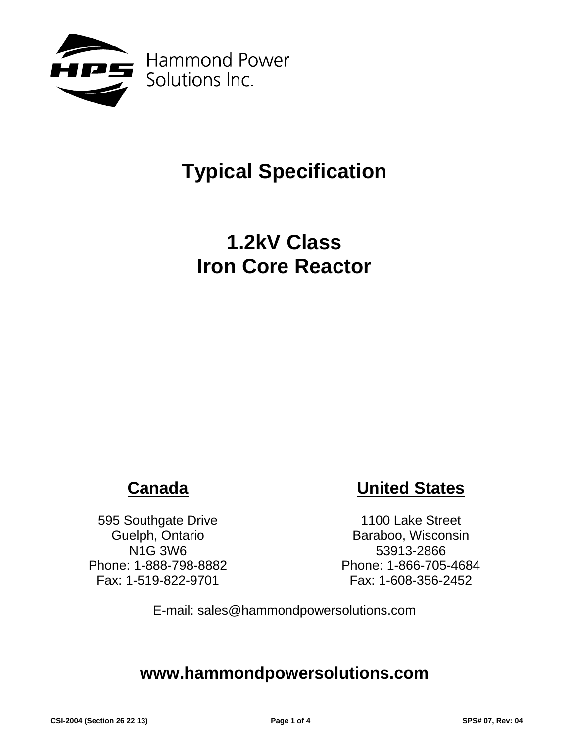Hammond Power Solutions Inc.

# Typical Specification

# 1.2kV Class
# Iron Core Reactor

## Canada

595 Southgate Drive
Guelph, Ontario
N1G 3W6
Phone: 1-888-798-8882
Fax: 1-519-822-9701

## United States

1100 Lake Street
Baraboo, Wisconsin
53913-2866
Phone: 1-866-705-4684
Fax: 1-608-356-2452

E-mail: sales@hammondpowersolutions.com

**www.hammondpowersolutions.com**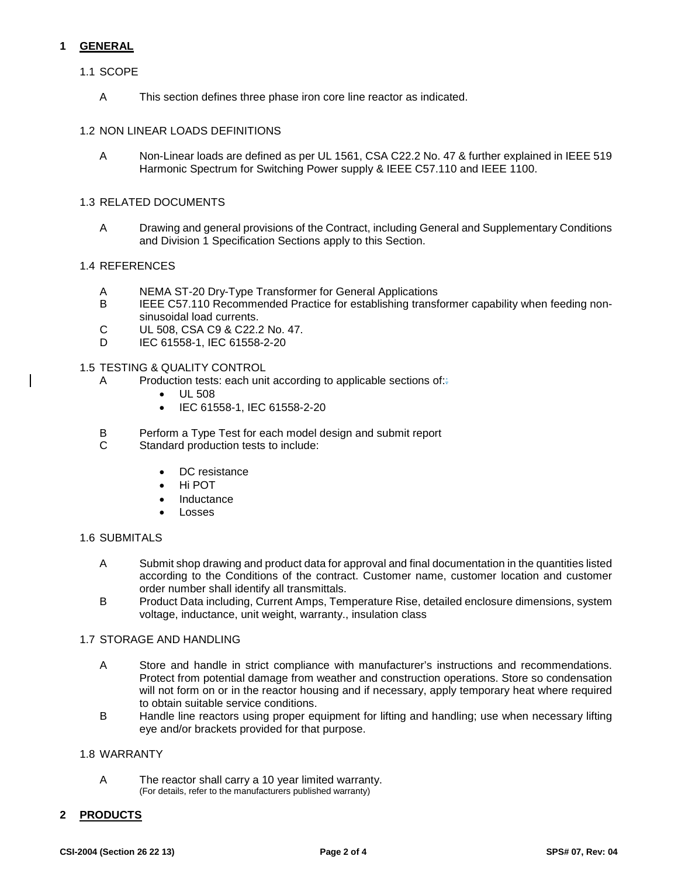## 1 GENERAL

### 1.1 SCOPE

A This section defines three phase iron core line reactor as indicated.

### 1.2 NON LINEAR LOADS DEFINITIONS

A Non-Linear loads are defined as per UL 1561, CSA C22.2 No. 47 & further explained in IEEE 519 Harmonic Spectrum for Switching Power supply & IEEE C57.110 and IEEE 1100.

### 1.3 RELATED DOCUMENTS

A Drawing and general provisions of the Contract, including General and Supplementary Conditions and Division 1 Specification Sections apply to this Section.

### 1.4 REFERENCES

A NEMA ST-20 Dry-Type Transformer for General Applications
B IEEE C57.110 Recommended Practice for establishing transformer capability when feeding non-sinusoidal load currents.
C UL 508, CSA C9 & C22.2 No. 47.
D IEC 61558-1, IEC 61558-2-20

### 1.5 TESTING & QUALITY CONTROL

A Production tests: each unit according to applicable sections of:
- UL 508
- IEC 61558-1, IEC 61558-2-20

B Perform a Type Test for each model design and submit report
C Standard production tests to include:

- DC resistance
- Hi POT
- Inductance
- Losses

### 1.6 SUBMITALS

A Submit shop drawing and product data for approval and final documentation in the quantities listed according to the Conditions of the contract. Customer name, customer location and customer order number shall identify all transmittals.
B Product Data including, Current Amps, Temperature Rise, detailed enclosure dimensions, system voltage, inductance, unit weight, warranty., insulation class

### 1.7 STORAGE AND HANDLING

A Store and handle in strict compliance with manufacturer's instructions and recommendations. Protect from potential damage from weather and construction operations. Store so condensation will not form on or in the reactor housing and if necessary, apply temporary heat where required to obtain suitable service conditions.
B Handle line reactors using proper equipment for lifting and handling; use when necessary lifting eye and/or brackets provided for that purpose.

### 1.8 WARRANTY

A The reactor shall carry a 10 year limited warranty.
(For details, refer to the manufacturers published warranty)

## 2 PRODUCTS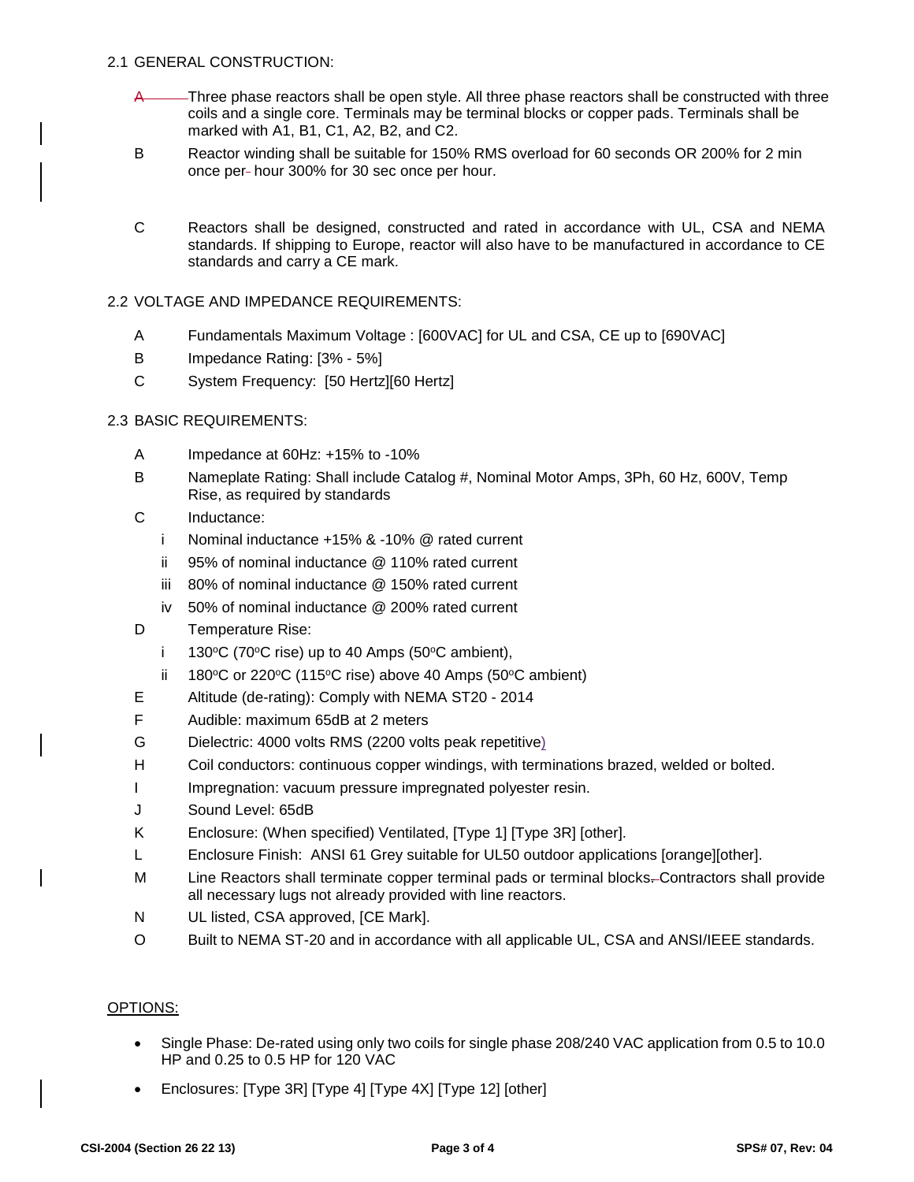2.1 GENERAL CONSTRUCTION:

A Three phase reactors shall be open style. All three phase reactors shall be constructed with three coils and a single core. Terminals may be terminal blocks or copper pads. Terminals shall be marked with A1, B1, C1, A2, B2, and C2.

B Reactor winding shall be suitable for 150% RMS overload for 60 seconds OR 200% for 2 min once per hour 300% for 30 sec once per hour.

C Reactors shall be designed, constructed and rated in accordance with UL, CSA and NEMA standards. If shipping to Europe, reactor will also have to be manufactured in accordance to CE standards and carry a CE mark.

2.2 VOLTAGE AND IMPEDANCE REQUIREMENTS:

A Fundamentals Maximum Voltage : [600VAC] for UL and CSA, CE up to [690VAC]

B Impedance Rating: [3% - 5%]

C System Frequency: [50 Hertz][60 Hertz]

2.3 BASIC REQUIREMENTS:

A Impedance at 60Hz: +15% to -10%

B Nameplate Rating: Shall include Catalog #, Nominal Motor Amps, 3Ph, 60 Hz, 600V, Temp Rise, as required by standards

C Inductance:

- i Nominal inductance +15% & -10% @ rated current
- ii 95% of nominal inductance @ 110% rated current
- iii 80% of nominal inductance @ 150% rated current
- iv 50% of nominal inductance @ 200% rated current

D Temperature Rise:

- i 130°C (70°C rise) up to 40 Amps (50°C ambient),
- ii 180°C or 220°C (115°C rise) above 40 Amps (50°C ambient)

E Altitude (de-rating): Comply with NEMA ST20 - 2014

F Audible: maximum 65dB at 2 meters

G Dielectric: 4000 volts RMS (2200 volts peak repetitive)

H Coil conductors: continuous copper windings, with terminations brazed, welded or bolted.

I Impregnation: vacuum pressure impregnated polyester resin.

J Sound Level: 65dB

K Enclosure: (When specified) Ventilated, [Type 1] [Type 3R] [other].

L Enclosure Finish: ANSI 61 Grey suitable for UL50 outdoor applications [orange][other].

M Line Reactors shall terminate copper terminal pads or terminal blocks. Contractors shall provide all necessary lugs not already provided with line reactors.

N UL listed, CSA approved, [CE Mark].

O Built to NEMA ST-20 and in accordance with all applicable UL, CSA and ANSI/IEEE standards.

<u>OPTIONS:</u>

- Single Phase: De-rated using only two coils for single phase 208/240 VAC application from 0.5 to 10.0 HP and 0.25 to 0.5 HP for 120 VAC
- Enclosures: [Type 3R] [Type 4] [Type 4X] [Type 12] [other]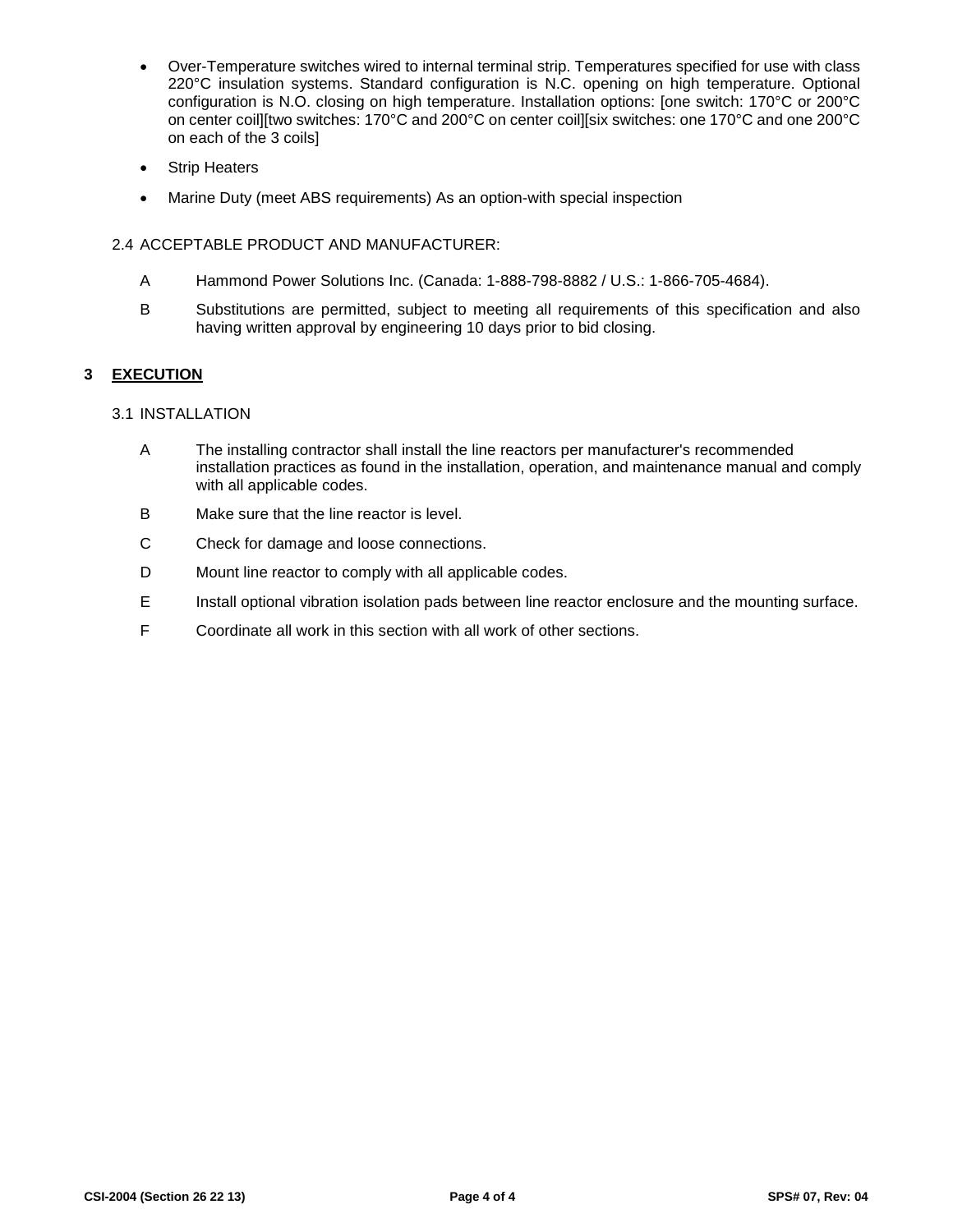- Over-Temperature switches wired to internal terminal strip. Temperatures specified for use with class 220°C insulation systems. Standard configuration is N.C. opening on high temperature. Optional configuration is N.O. closing on high temperature. Installation options: [one switch: 170°C or 200°C on center coil][two switches: 170°C and 200°C on center coil][six switches: one 170°C and one 200°C on each of the 3 coils]
- Strip Heaters
- Marine Duty (meet ABS requirements) As an option-with special inspection

2.4 ACCEPTABLE PRODUCT AND MANUFACTURER:

A Hammond Power Solutions Inc. (Canada: 1-888-798-8882 / U.S.: 1-866-705-4684).

B Substitutions are permitted, subject to meeting all requirements of this specification and also having written approval by engineering 10 days prior to bid closing.

## 3 EXECUTION

3.1 INSTALLATION

A The installing contractor shall install the line reactors per manufacturer's recommended installation practices as found in the installation, operation, and maintenance manual and comply with all applicable codes.

B Make sure that the line reactor is level.

C Check for damage and loose connections.

D Mount line reactor to comply with all applicable codes.

E Install optional vibration isolation pads between line reactor enclosure and the mounting surface.

F Coordinate all work in this section with all work of other sections.